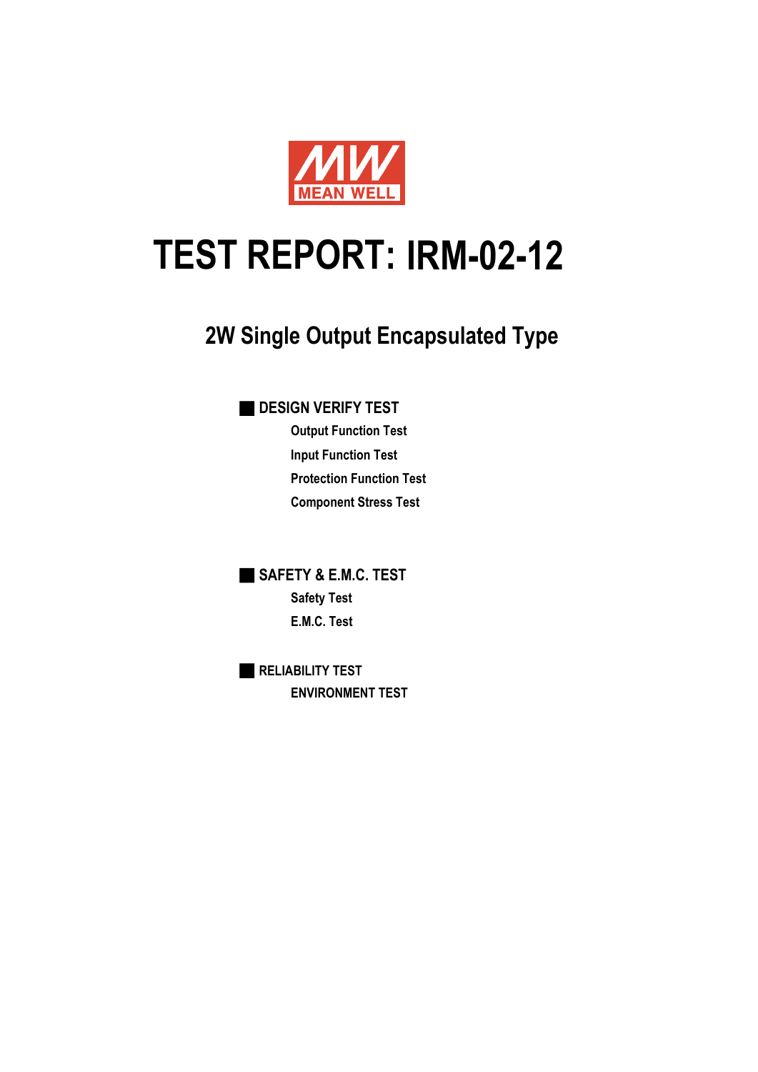MEAN WELL

# TEST REPORT: IRM-02-12

## 2W Single Output Encapsulated Type

### ■ DESIGN VERIFY TEST

- Output Function Test
- Input Function Test
- Protection Function Test
- Component Stress Test

### ■ SAFETY & E.M.C. TEST

- Safety Test
- E.M.C. Test

### ■ RELIABILITY TEST

- ENVIRONMENT TEST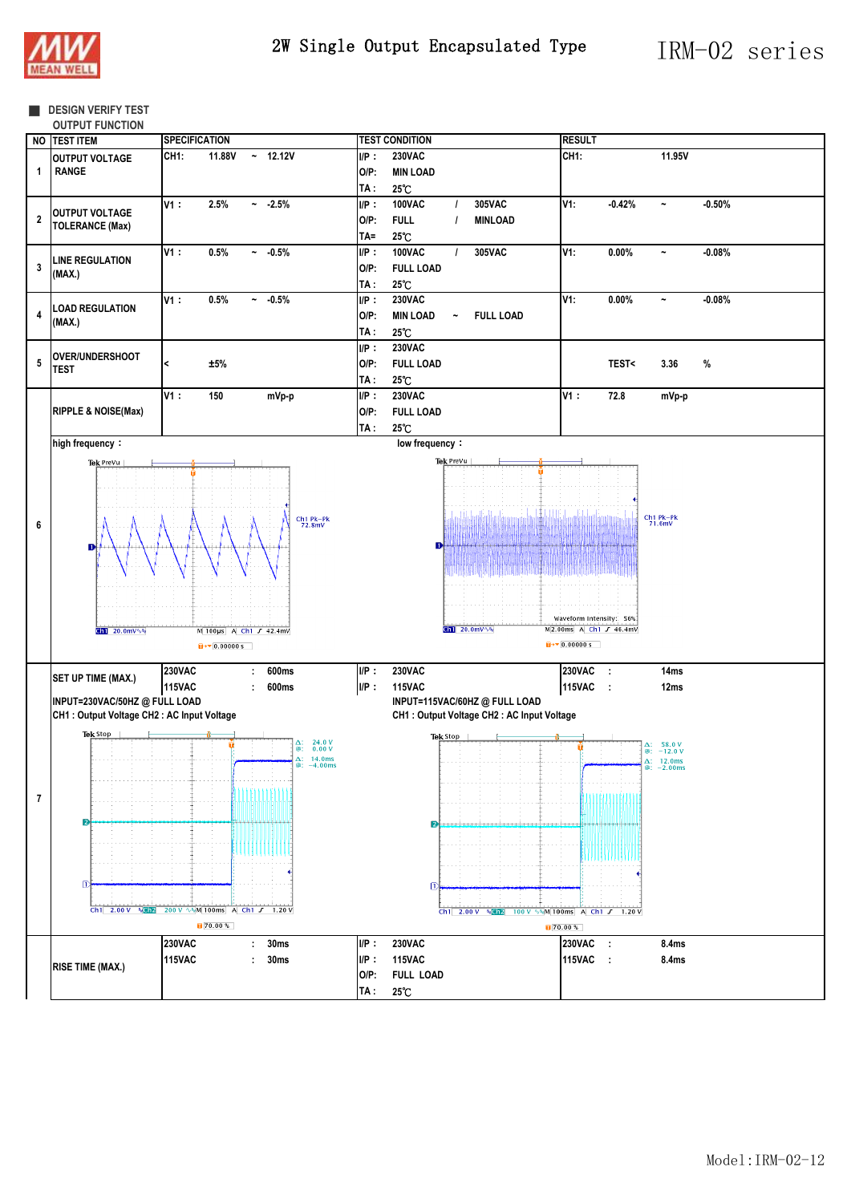## DESIGN VERIFY TEST

### OUTPUT FUNCTION

| NO | TEST ITEM | SPECIFICATION | TEST CONDITION | RESULT |
|---|---|---|---|---|
| 1 | OUTPUT VOLTAGE RANGE | CH1: 11.88V ~ 12.12V | I/P : 230VAC<br>O/P: MIN LOAD<br>TA : 25℃ | CH1: 11.95V |
| 2 | OUTPUT VOLTAGE TOLERANCE (Max) | V1 : 2.5% ~ -2.5% | I/P : 100VAC / 305VAC<br>O/P: FULL / MINLOAD<br>TA= 25℃ | V1: -0.42% ~ -0.50% |
| 3 | LINE REGULATION (MAX.) | V1 : 0.5% ~ -0.5% | I/P : 100VAC / 305VAC<br>O/P: FULL LOAD<br>TA : 25℃ | V1: 0.00% ~ -0.08% |
| 4 | LOAD REGULATION (MAX.) | V1 : 0.5% ~ -0.5% | I/P : 230VAC<br>O/P: MIN LOAD ~ FULL LOAD<br>TA : 25℃ | V1: 0.00% ~ -0.08% |
| 5 | OVER/UNDERSHOOT TEST | < ±5% | I/P : 230VAC<br>O/P: FULL LOAD<br>TA : 25℃ | TEST< 3.36 % |
| 6 | RIPPLE & NOISE(Max) | V1 : 150 mVp-p | I/P : 230VAC<br>O/P: FULL LOAD<br>TA : 25℃ | V1 : 72.8 mVp-p |
| | high frequency： | | low frequency： | |
| 7 | SET UP TIME (MAX.) | 230VAC : 600ms<br>115VAC : 600ms | I/P : 230VAC<br>I/P : 115VAC | 230VAC : 14ms<br>115VAC : 12ms |
| | INPUT=230VAC/50HZ @ FULL LOAD<br>CH1 : Output Voltage CH2 : AC Input Voltage | | INPUT=115VAC/60HZ @ FULL LOAD<br>CH1 : Output Voltage CH2 : AC Input Voltage | |
| | RISE TIME (MAX.) | 230VAC : 30ms<br>115VAC : 30ms | I/P : 230VAC<br>I/P : 115VAC<br>O/P: FULL LOAD<br>TA : 25℃ | 230VAC : 8.4ms<br>115VAC : 8.4ms |

Model:IRM-02-12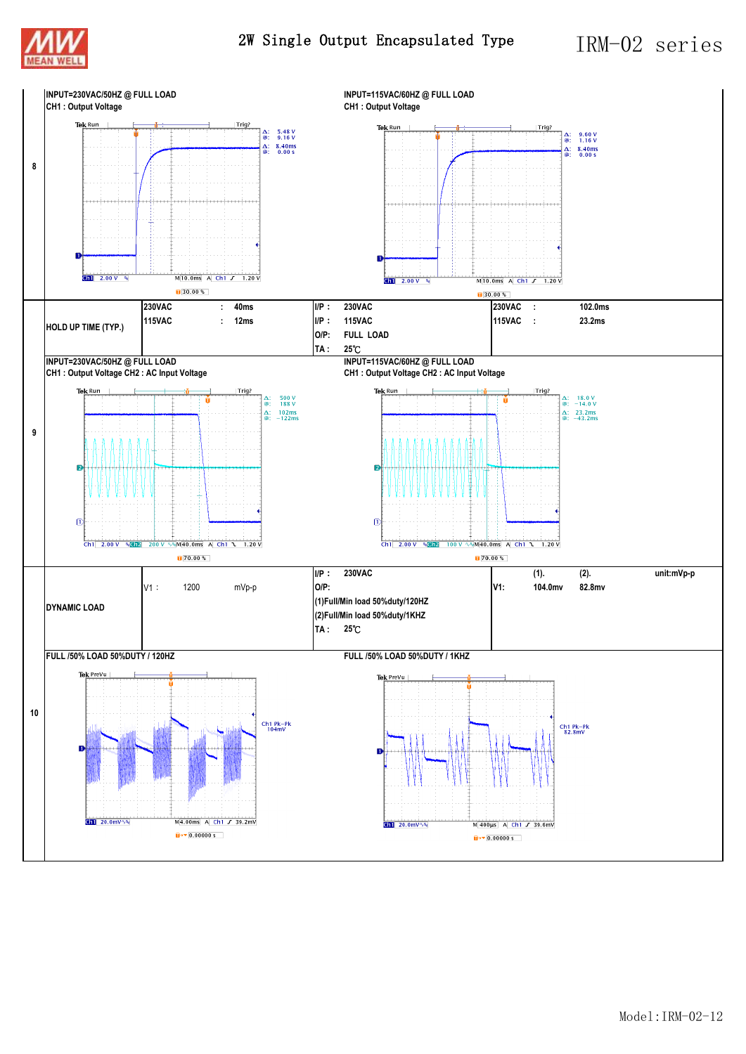# 2W Single Output Encapsulated Type — IRM-02 series

**8**

INPUT=230VAC/50HZ @ FULL LOAD
CH1 : Output Voltage

Tek Run Trig?
Δ: 5.48 V
@: 9.16 V
Δ: 8.40ms
@: 0.00 s
Ch1 2.00 V M 10.0ms A Ch1 ∫ 1.20 V
30.00 %

INPUT=115VAC/60HZ @ FULL LOAD
CH1 : Output Voltage

Tek Run Trig?
Δ: 9.60 V
@: 1.16 V
Δ: 8.40ms
@: 0.00 s
Ch1 2.00 V M 10.0ms A Ch1 ∫ 1.20 V
30.00 %

| HOLD UP TIME (TYP.) | 230VAC : 40ms<br>115VAC : 12ms | I/P : 230VAC<br>I/P : 115VAC<br>O/P: FULL LOAD<br>TA : 25℃ | 230VAC : 102.0ms<br>115VAC : 23.2ms |
|---|---|---|---|

**9**

INPUT=230VAC/50HZ @ FULL LOAD
CH1 : Output Voltage CH2 : AC Input Voltage

Tek Run Trig?
Δ: 500 V
@: 188 V
Δ: 102ms
@: −122ms
Ch1 2.00 V Ch2 200 V M 40.0ms A Ch1 ↘ 1.20 V
70.00 %

INPUT=115VAC/60HZ @ FULL LOAD
CH1 : Output Voltage CH2 : AC Input Voltage

Tek Run Trig?
Δ: 18.0 V
@: −14.0 V
Δ: 23.2ms
@: −43.2ms
Ch1 2.00 V Ch2 100 V M 40.0ms A Ch1 ↘ 1.20 V
70.00 %

| DYNAMIC LOAD | V1 : 1200 mVp-p | I/P : 230VAC<br>O/P:<br>(1)Full/Min load 50%duty/120HZ<br>(2)Full/Min load 50%duty/1KHZ<br>TA : 25℃ | (1). (2). unit:mVp-p<br>V1: 104.0mv 82.8mv |
|---|---|---|---|

**10**

FULL /50% LOAD 50%DUTY / 120HZ

Tek PreVu
Ch1 Pk−Pk 104mV
Ch1 20.0mV M 4.00ms A Ch1 ∫ 39.2mV
0.00000 s

FULL /50% LOAD 50%DUTY / 1KHZ

Tek PreVu
Ch1 Pk−Pk 82.8mV
Ch1 20.0mV M 400μs A Ch1 ∫ 39.6mV
0.00000 s

Model:IRM-02-12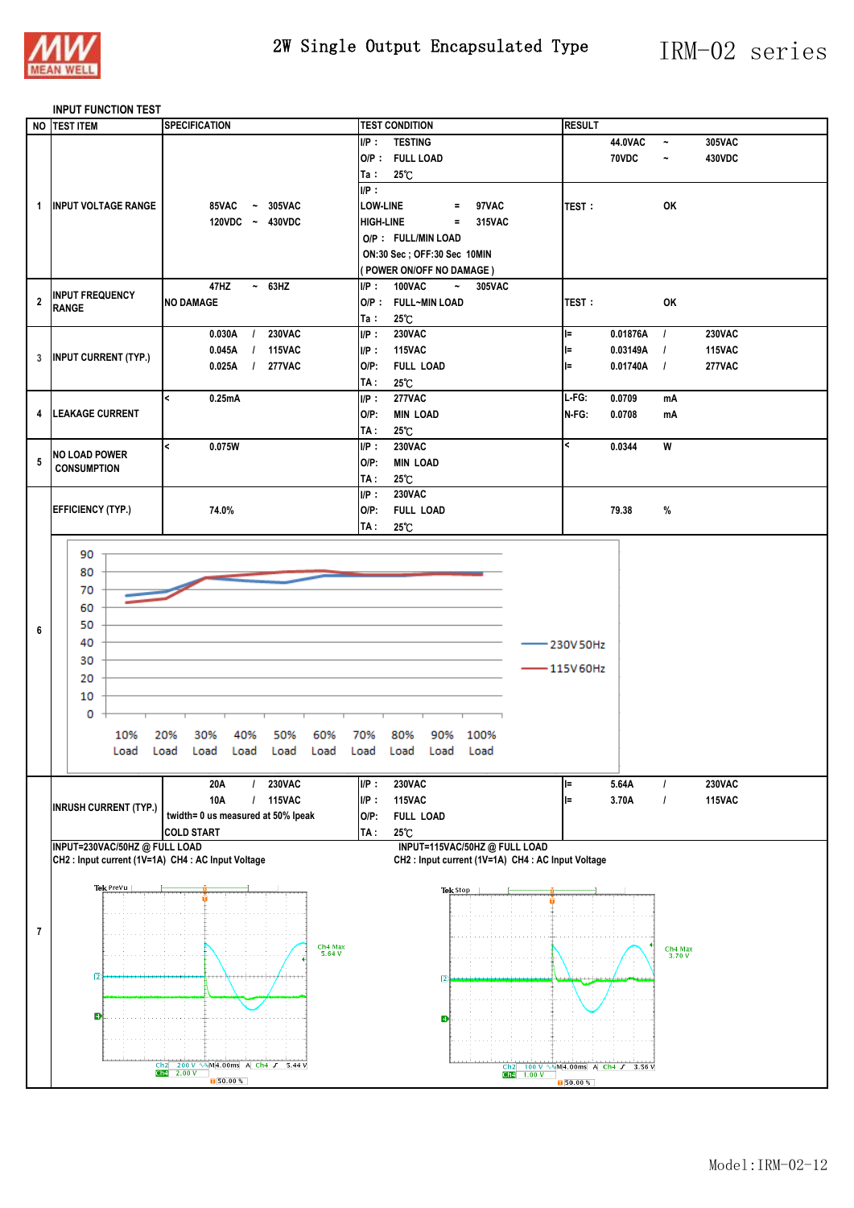2W Single Output Encapsulated Type — IRM-02 series

## INPUT FUNCTION TEST

| NO | TEST ITEM | SPECIFICATION | TEST CONDITION | RESULT |
|---|---|---|---|---|
| 1 | INPUT VOLTAGE RANGE | 85VAC ~ 305VAC<br>120VDC ~ 430VDC | I/P : TESTING<br>O/P : FULL LOAD<br>Ta : 25℃ | 44.0VAC ~ 305VAC<br>70VDC ~ 430VDC |
| | | | I/P :<br>LOW-LINE = 97VAC<br>HIGH-LINE = 315VAC<br>O/P : FULL/MIN LOAD<br>ON:30 Sec ; OFF:30 Sec 10MIN<br>( POWER ON/OFF NO DAMAGE ) | TEST : OK |
| 2 | INPUT FREQUENCY RANGE | 47HZ ~ 63HZ<br>NO DAMAGE | I/P : 100VAC ~ 305VAC<br>O/P : FULL~MIN LOAD<br>Ta : 25℃ | TEST : OK |
| 3 | INPUT CURRENT (TYP.) | 0.030A / 230VAC<br>0.045A / 115VAC<br>0.025A / 277VAC | I/P : 230VAC<br>I/P : 115VAC<br>O/P: FULL LOAD<br>TA : 25℃ | I= 0.01876A / 230VAC<br>I= 0.03149A / 115VAC<br>I= 0.01740A / 277VAC |
| 4 | LEAKAGE CURRENT | < 0.25mA | I/P : 277VAC<br>O/P: MIN LOAD<br>TA : 25℃ | L-FG: 0.0709 mA<br>N-FG: 0.0708 mA |
| 5 | NO LOAD POWER CONSUMPTION | < 0.075W | I/P : 230VAC<br>O/P: MIN LOAD<br>TA : 25℃ | < 0.0344 W |
| 6 | EFFICIENCY (TYP.) | 74.0% | I/P : 230VAC<br>O/P: FULL LOAD<br>TA : 25℃ | 79.38 % |
| 7 | INRUSH CURRENT (TYP.) | 20A / 230VAC<br>10A / 115VAC<br>twidth= 0 us measured at 50% Ipeak<br>COLD START | I/P : 230VAC<br>I/P : 115VAC<br>O/P: FULL LOAD<br>TA : 25℃ | I= 5.64A / 230VAC<br>I= 3.70A / 115VAC |

Efficiency chart (Y axis: 0–90; X axis: 10% Load – 100% Load; legend: 230V 50Hz, 115V 60Hz)

INPUT=230VAC/50HZ @ FULL LOAD
CH2 : Input current (1V=1A) CH4 : AC Input Voltage

INPUT=115VAC/50HZ @ FULL LOAD
CH2 : Input current (1V=1A) CH4 : AC Input Voltage

Model:IRM-02-12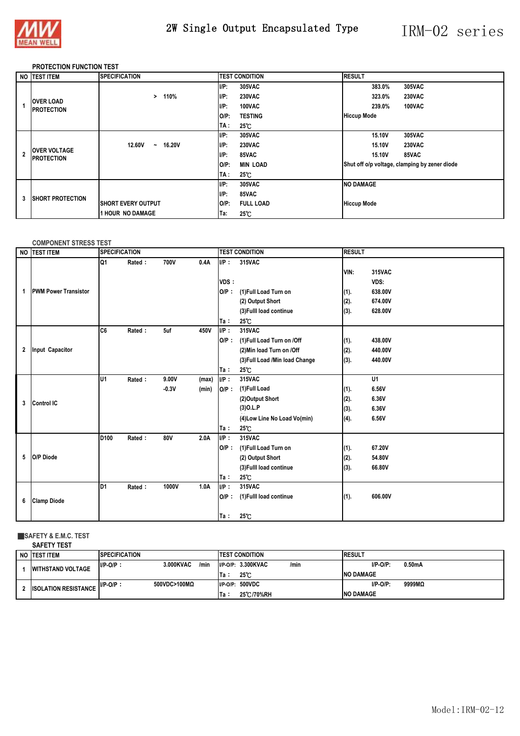## PROTECTION FUNCTION TEST

| NO | TEST ITEM | SPECIFICATION | TEST CONDITION | RESULT |
|---|---|---|---|---|
| 1 | OVER LOAD PROTECTION | > 110% | I/P: 305VAC<br>I/P: 230VAC<br>I/P: 100VAC<br>O/P: TESTING<br>TA : 25℃ | 383.0% 305VAC<br>323.0% 230VAC<br>239.0% 100VAC<br>Hiccup Mode |
| 2 | OVER VOLTAGE PROTECTION | 12.60V ~ 16.20V | I/P: 305VAC<br>I/P: 230VAC<br>I/P: 85VAC<br>O/P: MIN LOAD<br>TA : 25℃ | 15.10V 305VAC<br>15.10V 230VAC<br>15.10V 85VAC<br>Shut off o/p voltage, clamping by zener diode |
| 3 | SHORT PROTECTION | SHORT EVERY OUTPUT<br>1 HOUR NO DAMAGE | I/P: 305VAC<br>I/P: 85VAC<br>O/P: FULL LOAD<br>Ta: 25℃ | NO DAMAGE<br>Hiccup Mode |

## COMPONENT STRESS TEST

| NO | TEST ITEM | SPECIFICATION | TEST CONDITION | RESULT |
|---|---|---|---|---|
| 1 | PWM Power Transistor | Q1 Rated : 700V 0.4A | I/P : 315VAC<br>VDS :<br>O/P : (1)Full Load Turn on<br>(2) Output Short<br>(3)Fulll load continue<br>Ta : 25℃ | VIN: 315VAC<br>VDS:<br>(1). 638.00V<br>(2). 674.00V<br>(3). 628.00V |
| 2 | Input Capacitor | C6 Rated : 5uf 450V | I/P : 315VAC<br>O/P : (1)Full Load Turn on /Off<br>(2)Min load Turn on /Off<br>(3)Full Load /Min load Change<br>Ta : 25℃ | (1). 438.00V<br>(2). 440.00V<br>(3). 440.00V |
| 3 | Control IC | U1 Rated : 9.00V (max)<br>-0.3V (min) | I/P : 315VAC<br>O/P : (1)Full Load<br>(2)Output Short<br>(3)O.L.P<br>(4)Low Line No Load Vo(min)<br>Ta : 25℃ | U1<br>(1). 6.56V<br>(2). 6.36V<br>(3). 6.36V<br>(4). 6.56V |
| 5 | O/P Diode | D100 Rated : 80V 2.0A | I/P : 315VAC<br>O/P : (1)Full Load Turn on<br>(2) Output Short<br>(3)Fulll load continue<br>Ta : 25℃ | (1). 67.20V<br>(2). 54.80V<br>(3). 66.80V |
| 6 | Clamp Diode | D1 Rated : 1000V 1.0A | I/P : 315VAC<br>O/P : (1)Fulll load continue<br>Ta : 25℃ | (1). 606.00V |

## SAFETY & E.M.C. TEST

### SAFETY TEST

| NO | TEST ITEM | SPECIFICATION | TEST CONDITION | RESULT |
|---|---|---|---|---|
| 1 | WITHSTAND VOLTAGE | I/P-O/P : 3.000KVAC /min | I/P-O/P: 3.300KVAC /min<br>Ta : 25℃ | I/P-O/P: 0.50mA<br>NO DAMAGE |
| 2 | ISOLATION RESISTANCE | I/P-O/P : 500VDC>100MΩ | I/P-O/P: 500VDC<br>Ta : 25℃/70%RH | I/P-O/P: 9999MΩ<br>NO DAMAGE |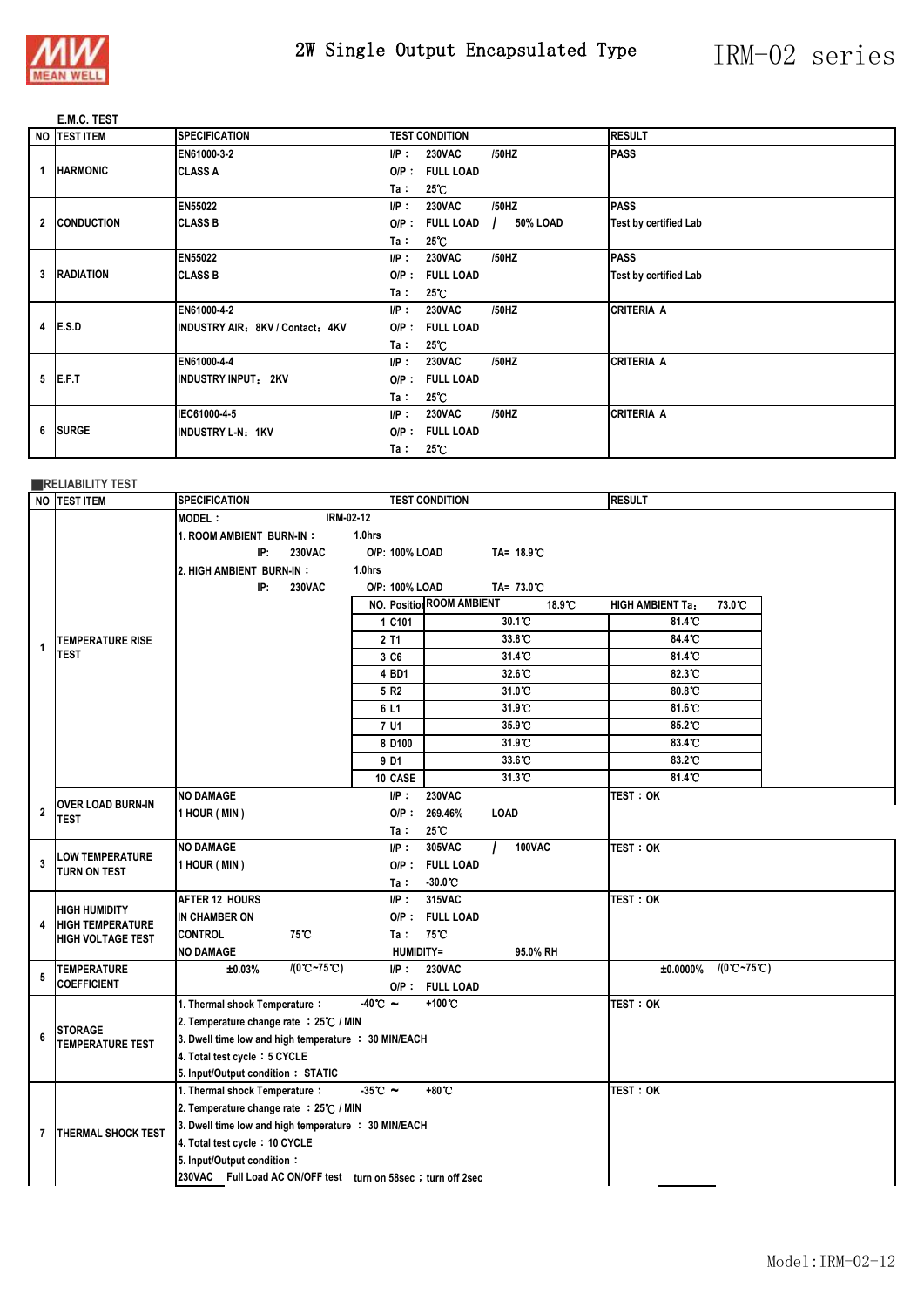# 2W Single Output Encapsulated Type — IRM-02 series

## E.M.C. TEST

| NO | TEST ITEM | SPECIFICATION | TEST CONDITION | RESULT |
|---|---|---|---|---|
| 1 | HARMONIC | EN61000-3-2<br>CLASS A | I/P : 230VAC /50HZ<br>O/P : FULL LOAD<br>Ta : 25℃ | PASS |
| 2 | CONDUCTION | EN55022<br>CLASS B | I/P : 230VAC /50HZ<br>O/P : FULL LOAD / 50% LOAD<br>Ta : 25℃ | PASS<br>Test by certified Lab |
| 3 | RADIATION | EN55022<br>CLASS B | I/P : 230VAC /50HZ<br>O/P : FULL LOAD<br>Ta : 25℃ | PASS<br>Test by certified Lab |
| 4 | E.S.D | EN61000-4-2<br>INDUSTRY AIR：8KV / Contact：4KV | I/P : 230VAC /50HZ<br>O/P : FULL LOAD<br>Ta : 25℃ | CRITERIA A |
| 5 | E.F.T | EN61000-4-4<br>INDUSTRY INPUT：2KV | I/P : 230VAC /50HZ<br>O/P : FULL LOAD<br>Ta : 25℃ | CRITERIA A |
| 6 | SURGE | IEC61000-4-5<br>INDUSTRY L-N：1KV | I/P : 230VAC /50HZ<br>O/P : FULL LOAD<br>Ta : 25℃ | CRITERIA A |

## RELIABILITY TEST

| NO | TEST ITEM | SPECIFICATION | TEST CONDITION | RESULT |
|---|---|---|---|---|
| 1 | TEMPERATURE RISE TEST | MODEL : IRM-02-12<br>1. ROOM AMBIENT BURN-IN : 1.0hrs<br>IP: 230VAC O/P: 100% LOAD TA= 18.9℃<br>2. HIGH AMBIENT BURN-IN : 1.0hrs<br>IP: 230VAC O/P: 100% LOAD TA= 73.0℃ | | |

| NO. | Position | ROOM AMBIENT 18.9℃ | HIGH AMBIENT Ta: 73.0℃ |
|---|---|---|---|
| 1 | C101 | 30.1℃ | 81.4℃ |
| 2 | T1 | 33.8℃ | 84.4℃ |
| 3 | C6 | 31.4℃ | 81.4℃ |
| 4 | BD1 | 32.6℃ | 82.3℃ |
| 5 | R2 | 31.0℃ | 80.8℃ |
| 6 | L1 | 31.9℃ | 81.6℃ |
| 7 | U1 | 35.9℃ | 85.2℃ |
| 8 | D100 | 31.9℃ | 83.4℃ |
| 9 | D1 | 33.6℃ | 83.2℃ |
| 10 | CASE | 31.3℃ | 81.4℃ |

| NO | TEST ITEM | SPECIFICATION | TEST CONDITION | RESULT |
|---|---|---|---|---|
| 2 | OVER LOAD BURN-IN TEST | NO DAMAGE<br>1 HOUR ( MIN ) | I/P : 230VAC<br>O/P : 269.46% LOAD<br>Ta : 25℃ | TEST : OK |
| 3 | LOW TEMPERATURE TURN ON TEST | NO DAMAGE<br>1 HOUR ( MIN ) | I/P : 305VAC / 100VAC<br>O/P : FULL LOAD<br>Ta : -30.0℃ | TEST : OK |
| 4 | HIGH HUMIDITY HIGH TEMPERATURE HIGH VOLTAGE TEST | AFTER 12 HOURS<br>IN CHAMBER ON<br>CONTROL 75℃<br>NO DAMAGE | I/P : 315VAC<br>O/P : FULL LOAD<br>Ta : 75℃<br>HUMIDITY= 95.0% RH | TEST : OK |
| 5 | TEMPERATURE COEFFICIENT | ±0.03% /(0℃~75℃) | I/P : 230VAC<br>O/P : FULL LOAD | ±0.0000% /(0℃~75℃) |
| 6 | STORAGE TEMPERATURE TEST | 1. Thermal shock Temperature : -40℃ ~ +100℃<br>2. Temperature change rate : 25℃ / MIN<br>3. Dwell time low and high temperature : 30 MIN/EACH<br>4. Total test cycle : 5 CYCLE<br>5. Input/Output condition : STATIC | | TEST : OK |
| 7 | THERMAL SHOCK TEST | 1. Thermal shock Temperature : -35℃ ~ +80℃<br>2. Temperature change rate : 25℃ / MIN<br>3. Dwell time low and high temperature : 30 MIN/EACH<br>4. Total test cycle : 10 CYCLE<br>5. Input/Output condition :<br>230VAC Full Load AC ON/OFF test turn on 58sec ; turn off 2sec | | TEST : OK |

Model:IRM-02-12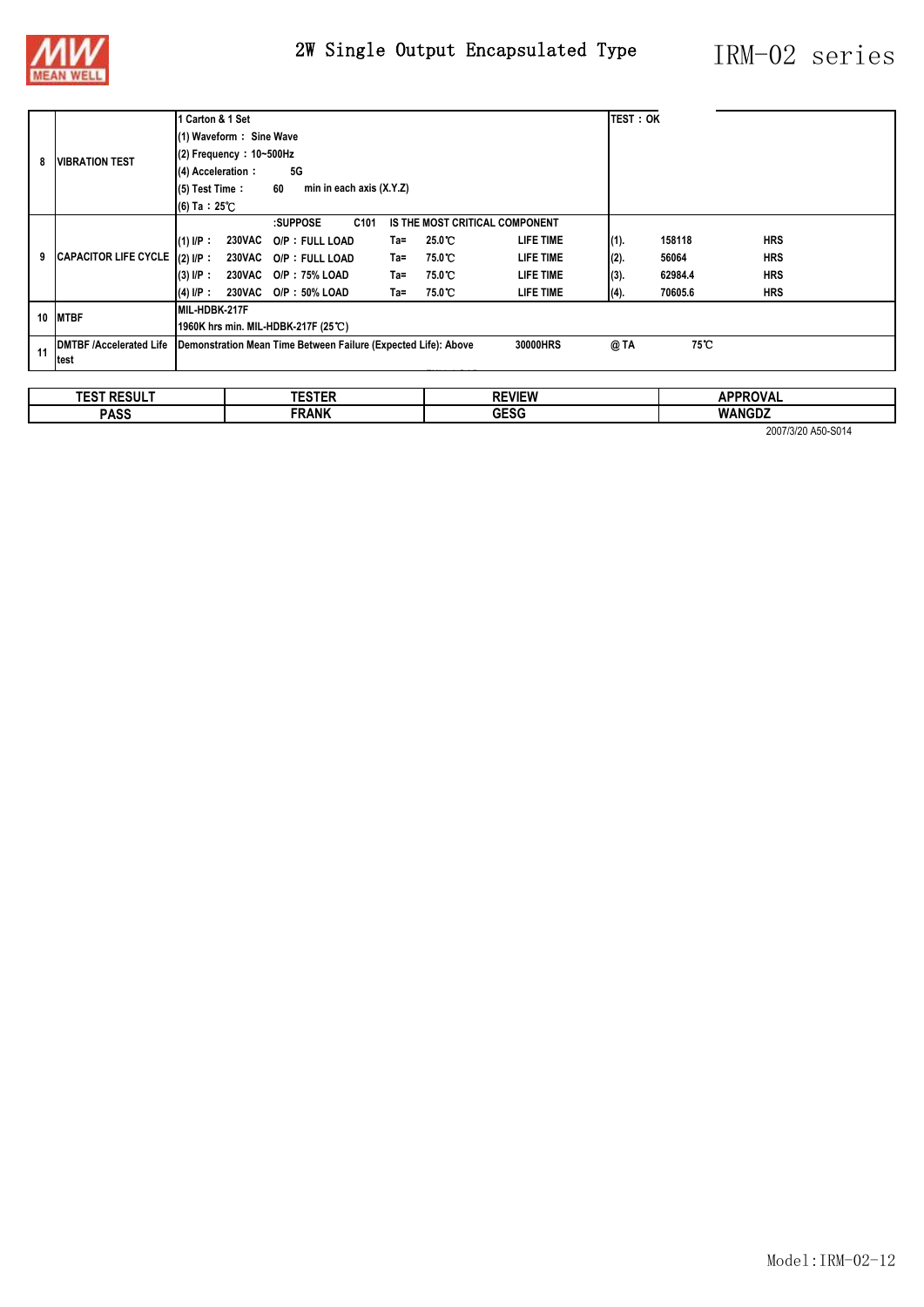# 2W Single Output Encapsulated Type IRM-02 series

| | | | |
|---|---|---|---|
| 8 | VIBRATION TEST | 1 Carton & 1 Set<br>(1) Waveform： Sine Wave<br>(2) Frequency：10~500Hz<br>(4) Acceleration： 5G<br>(5) Test Time： 60 min in each axis (X.Y.Z)<br>(6) Ta：25℃ | TEST：OK |
| 9 | CAPACITOR LIFE CYCLE | :SUPPOSE C101 IS THE MOST CRITICAL COMPONENT<br>(1) I/P： 230VAC O/P：FULL LOAD Ta= 25.0℃ LIFE TIME<br>(2) I/P： 230VAC O/P：FULL LOAD Ta= 75.0℃ LIFE TIME<br>(3) I/P： 230VAC O/P：75% LOAD Ta= 75.0℃ LIFE TIME<br>(4) I/P： 230VAC O/P：50% LOAD Ta= 75.0℃ LIFE TIME | <br>(1). 158118 HRS<br>(2). 56064 HRS<br>(3). 62984.4 HRS<br>(4). 70605.6 HRS |
| 10 | MTBF | MIL-HDBK-217F<br>1960K hrs min. MIL-HDBK-217F (25℃) | |
| 11 | DMTBF /Accelerated Life test | Demonstration Mean Time Between Failure (Expected Life): Above 30000HRS | @TA 75℃ |

| TEST RESULT | TESTER | REVIEW | APPROVAL |
|---|---|---|---|
| PASS | FRANK | GESG | WANGDZ |

2007/3/20 A50-S014

Model:IRM-02-12